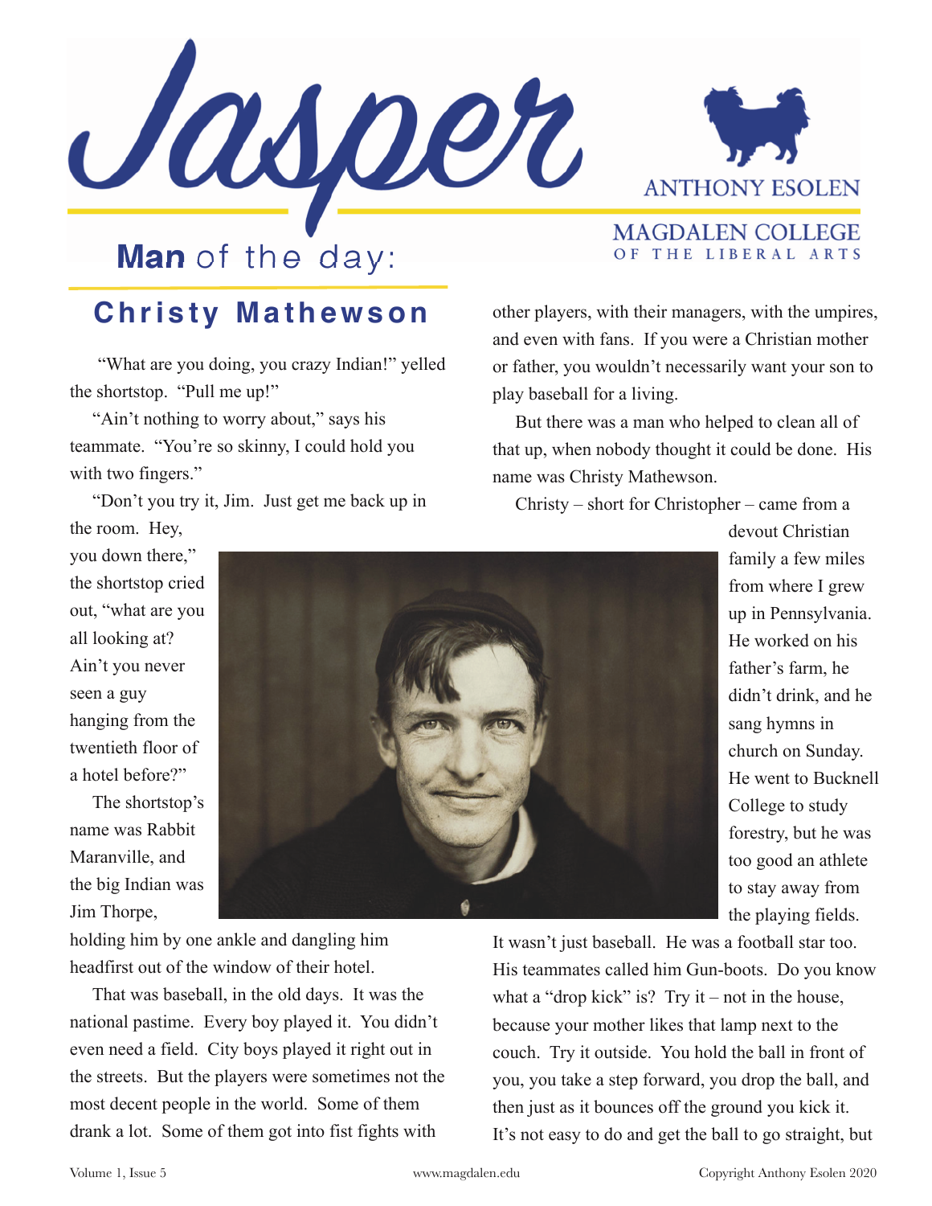# Jasper

ANTHONY ESOLEN

MAGDALEN COLLEGE OF THE LIBERAL ARTS

## **Man** of the day:

## Christy Mathewson

"What are you doing, you crazy Indian!" yelled the shortstop. "Pull me up!"

"Ain't nothing to worry about," says his teammate. "You're so skinny, I could hold you with two fingers."

"Don't you try it, Jim. Just get me back up in the room. Hey, you down there," the shortstop cried out, "what are you all looking at? Ain't you never seen a guy hanging from the twentieth floor of a hotel before?"

The shortstop's name was Rabbit Maranville, and the big Indian was Jim Thorpe, holding him by one ankle and dangling him headfirst out of the window of their hotel.

That was baseball, in the old days. It was the national pastime. Every boy played it. You didn't even need a field. City boys played it right out in the streets. But the players were sometimes not the most decent people in the world. Some of them drank a lot. Some of them got into fist fights with other players, with their managers, with the umpires, and even with fans. If you were a Christian mother or father, you wouldn't necessarily want your son to play baseball for a living.

But there was a man who helped to clean all of that up, when nobody thought it could be done. His name was Christy Mathewson.

Christy – short for Christopher – came from a devout Christian family a few miles from where I grew up in Pennsylvania. He worked on his father's farm, he didn't drink, and he sang hymns in church on Sunday. He went to Bucknell College to study forestry, but he was too good an athlete to stay away from the playing fields.

It wasn't just baseball. He was a football star too. His teammates called him Gun-boots. Do you know what a "drop kick" is? Try it – not in the house, because your mother likes that lamp next to the couch. Try it outside. You hold the ball in front of you, you take a step forward, you drop the ball, and then just as it bounces off the ground you kick it. It's not easy to do and get the ball to go straight, but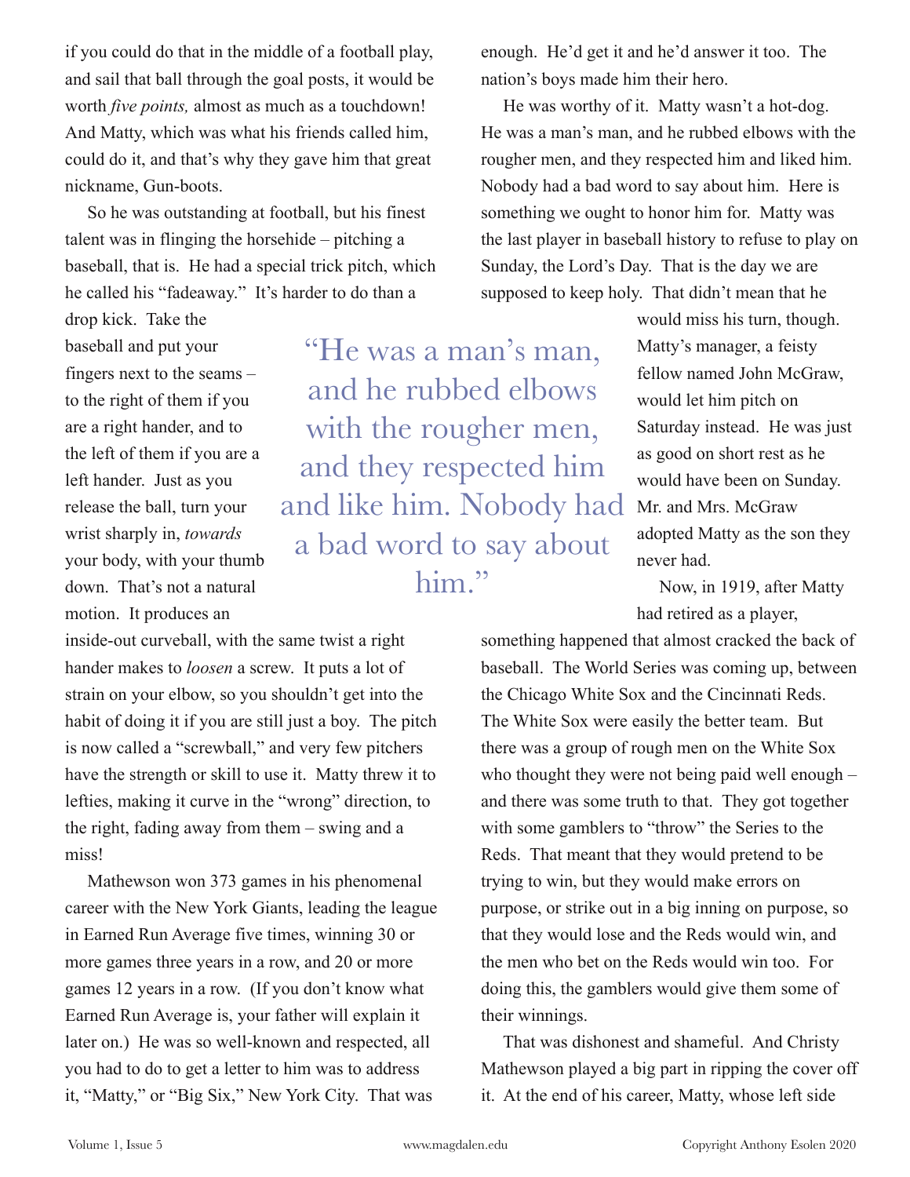if you could do that in the middle of a football play, and sail that ball through the goal posts, it would be worth *five points,* almost as much as a touchdown! And Matty, which was what his friends called him, could do it, and that's why they gave him that great nickname, Gun-boots.

So he was outstanding at football, but his finest talent was in flinging the horsehide – pitching a baseball, that is. He had a special trick pitch, which he called his "fadeaway." It's harder to do than a drop kick. Take the baseball and put your fingers next to the seams – to the right of them if you are a right hander, and to the left of them if you are a left hander. Just as you release the ball, turn your wrist sharply in, *towards* your body, with your thumb down. That's not a natural motion. It produces an inside-out curveball, with the same twist a right hander makes to *loosen* a screw. It puts a lot of strain on your elbow, so you shouldn't get into the habit of doing it if you are still just a boy. The pitch is now called a "screwball," and very few pitchers have the strength or skill to use it. Matty threw it to lefties, making it curve in the "wrong" direction, to the right, fading away from them – swing and a miss!

Mathewson won 373 games in his phenomenal career with the New York Giants, leading the league in Earned Run Average five times, winning 30 or more games three years in a row, and 20 or more games 12 years in a row. (If you don't know what Earned Run Average is, your father will explain it later on.) He was so well-known and respected, all you had to do to get a letter to him was to address it, "Matty," or "Big Six," New York City. That was enough. He'd get it and he'd answer it too. The nation's boys made him their hero.

He was worthy of it. Matty wasn't a hot-dog. He was a man's man, and he rubbed elbows with the rougher men, and they respected him and liked him. Nobody had a bad word to say about him. Here is something we ought to honor him for. Matty was the last player in baseball history to refuse to play on Sunday, the Lord's Day. That is the day we are supposed to keep holy. That didn't mean that he would miss his turn, though. Matty's manager, a feisty fellow named John McGraw, would let him pitch on Saturday instead. He was just as good on short rest as he would have been on Sunday. Mr. and Mrs. McGraw adopted Matty as the son they never had.

> "He was a man's man, and he rubbed elbows with the rougher men, and they respected him and like him. Nobody had a bad word to say about him."

Now, in 1919, after Matty had retired as a player, something happened that almost cracked the back of baseball. The World Series was coming up, between the Chicago White Sox and the Cincinnati Reds. The White Sox were easily the better team. But there was a group of rough men on the White Sox who thought they were not being paid well enough – and there was some truth to that. They got together with some gamblers to "throw" the Series to the Reds. That meant that they would pretend to be trying to win, but they would make errors on purpose, or strike out in a big inning on purpose, so that they would lose and the Reds would win, and the men who bet on the Reds would win too. For doing this, the gamblers would give them some of their winnings.

That was dishonest and shameful. And Christy Mathewson played a big part in ripping the cover off it. At the end of his career, Matty, whose left side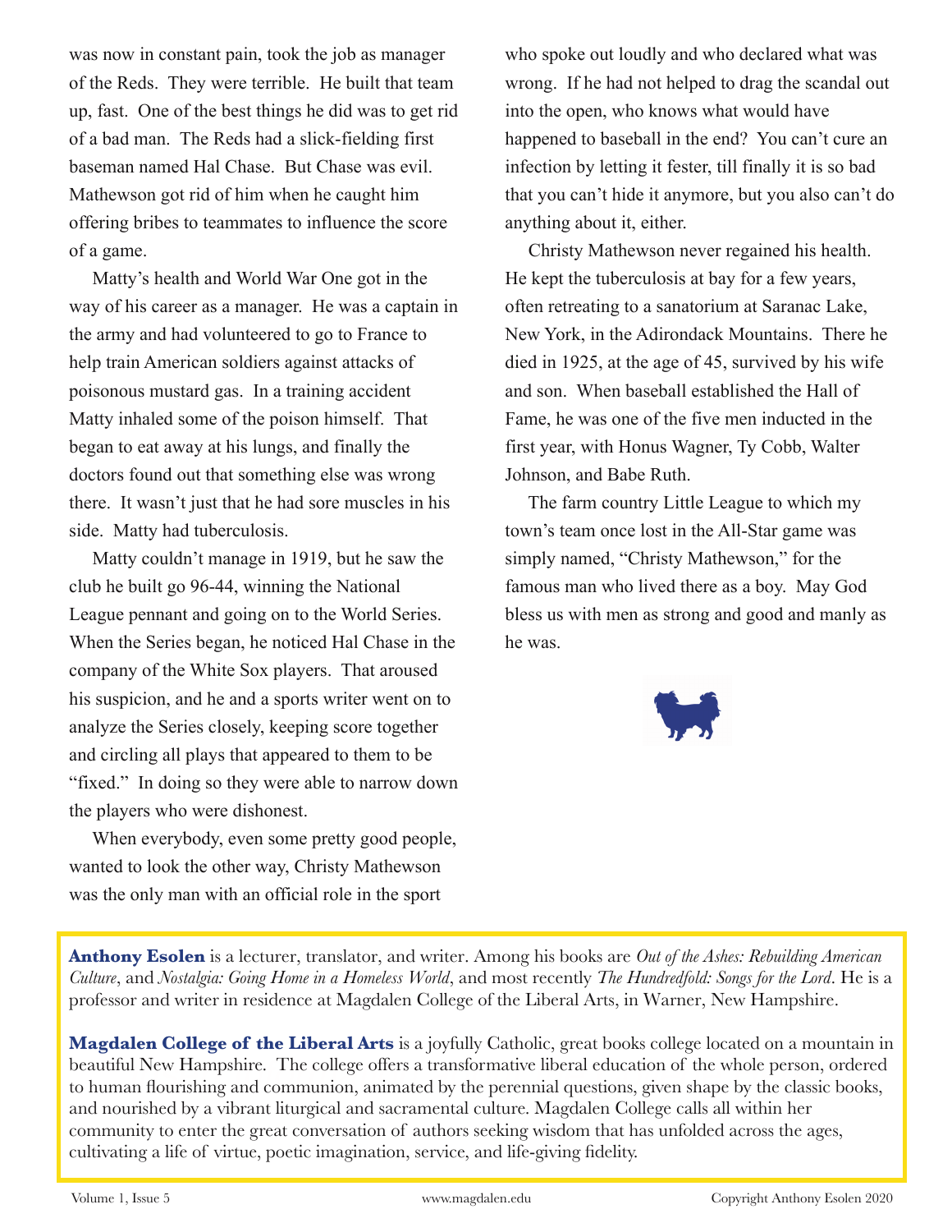was now in constant pain, took the job as manager of the Reds. They were terrible. He built that team up, fast. One of the best things he did was to get rid of a bad man. The Reds had a slick-fielding first baseman named Hal Chase. But Chase was evil. Mathewson got rid of him when he caught him offering bribes to teammates to influence the score of a game.

Matty's health and World War One got in the way of his career as a manager. He was a captain in the army and had volunteered to go to France to help train American soldiers against attacks of poisonous mustard gas. In a training accident Matty inhaled some of the poison himself. That began to eat away at his lungs, and finally the doctors found out that something else was wrong there. It wasn't just that he had sore muscles in his side. Matty had tuberculosis.

Matty couldn't manage in 1919, but he saw the club he built go 96-44, winning the National League pennant and going on to the World Series. When the Series began, he noticed Hal Chase in the company of the White Sox players. That aroused his suspicion, and he and a sports writer went on to analyze the Series closely, keeping score together and circling all plays that appeared to them to be "fixed." In doing so they were able to narrow down the players who were dishonest.

When everybody, even some pretty good people, wanted to look the other way, Christy Mathewson was the only man with an official role in the sport who spoke out loudly and who declared what was wrong. If he had not helped to drag the scandal out into the open, who knows what would have happened to baseball in the end? You can't cure an infection by letting it fester, till finally it is so bad that you can't hide it anymore, but you also can't do anything about it, either.

Christy Mathewson never regained his health. He kept the tuberculosis at bay for a few years, often retreating to a sanatorium at Saranac Lake, New York, in the Adirondack Mountains. There he died in 1925, at the age of 45, survived by his wife and son. When baseball established the Hall of Fame, he was one of the five men inducted in the first year, with Honus Wagner, Ty Cobb, Walter Johnson, and Babe Ruth.

The farm country Little League to which my town's team once lost in the All-Star game was simply named, "Christy Mathewson," for the famous man who lived there as a boy. May God bless us with men as strong and good and manly as he was.

**Anthony Esolen** is a lecturer, translator, and writer. Among his books are *Out of the Ashes: Rebuilding American Culture*, and *Nostalgia: Going Home in a Homeless World*, and most recently *The Hundredfold: Songs for the Lord*. He is a professor and writer in residence at Magdalen College of the Liberal Arts, in Warner, New Hampshire.

**Magdalen College of the Liberal Arts** is a joyfully Catholic, great books college located on a mountain in beautiful New Hampshire. The college offers a transformative liberal education of the whole person, ordered to human flourishing and communion, animated by the perennial questions, given shape by the classic books, and nourished by a vibrant liturgical and sacramental culture. Magdalen College calls all within her community to enter the great conversation of authors seeking wisdom that has unfolded across the ages, cultivating a life of virtue, poetic imagination, service, and life-giving fidelity.

Volume 1, Issue 5 www.magdalen.edu Copyright Anthony Esolen 2020